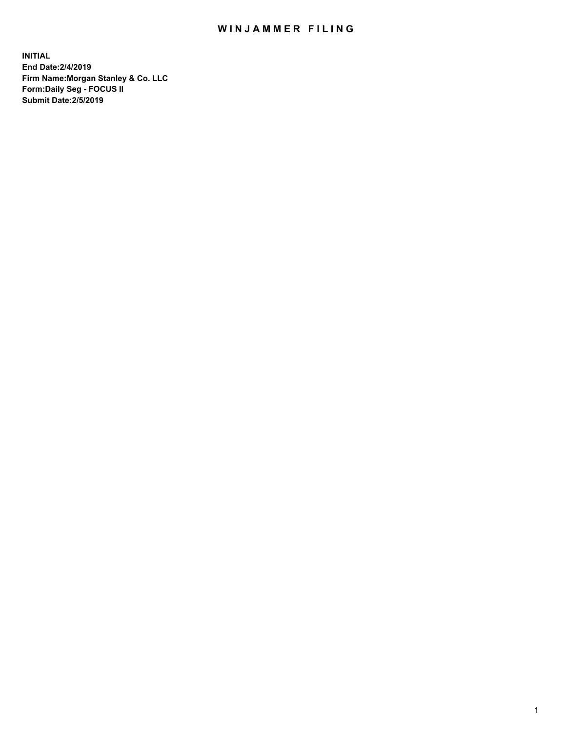# WINJAMMER FILING

**INITIAL**
**End Date:2/4/2019**
**Firm Name:Morgan Stanley & Co. LLC**
**Form:Daily Seg - FOCUS II**
**Submit Date:2/5/2019**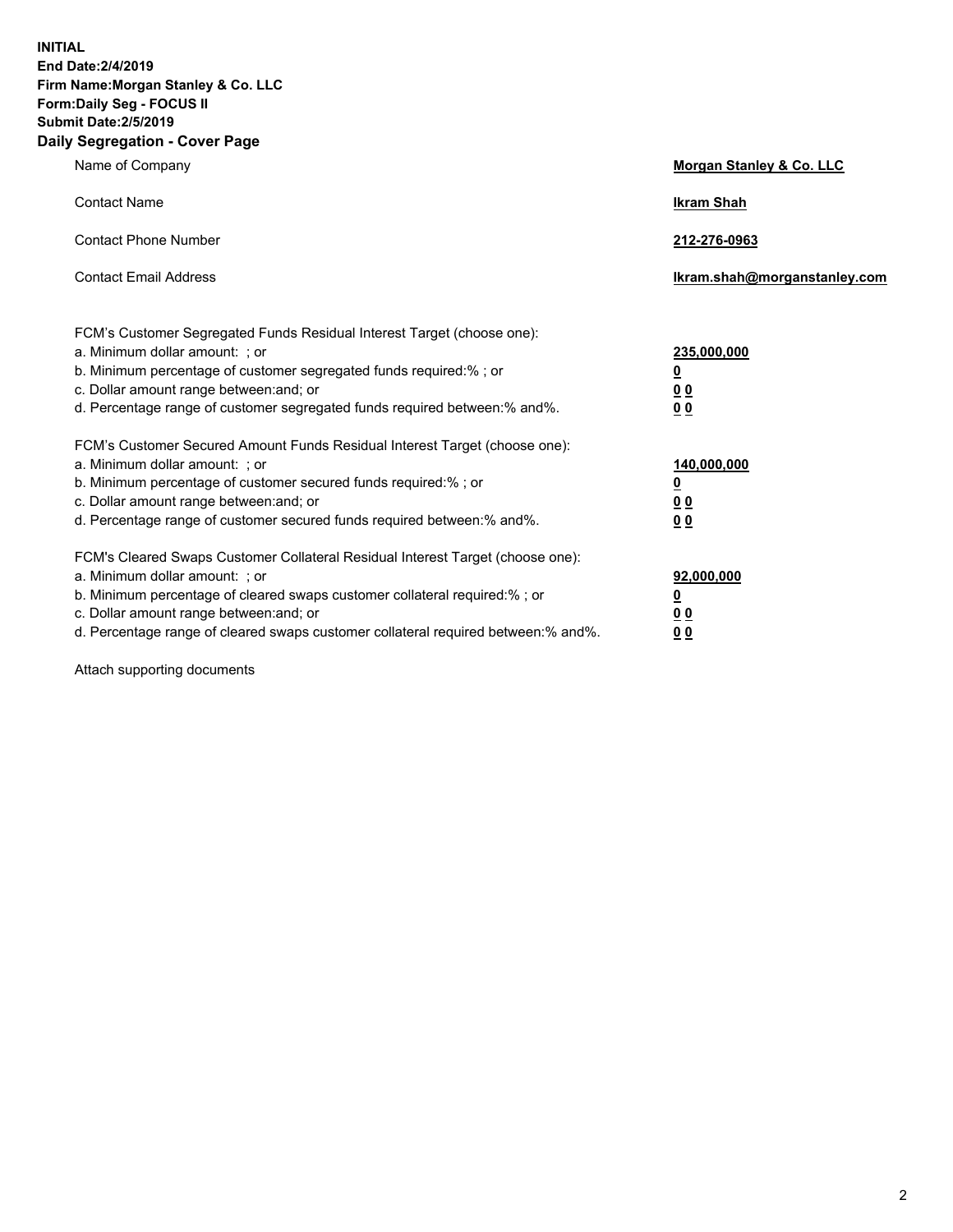**INITIAL**
**End Date:2/4/2019**
**Firm Name:Morgan Stanley & Co. LLC**
**Form:Daily Seg - FOCUS II**
**Submit Date:2/5/2019**

## Daily Segregation - Cover Page

| | |
|---|---|
| Name of Company | **Morgan Stanley & Co. LLC** |
| Contact Name | **Ikram Shah** |
| Contact Phone Number | **212-276-0963** |
| Contact Email Address | **Ikram.shah@morganstanley.com** |

| | |
|---|---|
| FCM's Customer Segregated Funds Residual Interest Target (choose one): | |
| a. Minimum dollar amount: ; or | **235,000,000** |
| b. Minimum percentage of customer segregated funds required:% ; or | **0** |
| c. Dollar amount range between:and; or | **0 0** |
| d. Percentage range of customer segregated funds required between:% and%. | **0 0** |
| FCM's Customer Secured Amount Funds Residual Interest Target (choose one): | |
| a. Minimum dollar amount: ; or | **140,000,000** |
| b. Minimum percentage of customer secured funds required:% ; or | **0** |
| c. Dollar amount range between:and; or | **0 0** |
| d. Percentage range of customer secured funds required between:% and%. | **0 0** |
| FCM's Cleared Swaps Customer Collateral Residual Interest Target (choose one): | |
| a. Minimum dollar amount: ; or | **92,000,000** |
| b. Minimum percentage of cleared swaps customer collateral required:% ; or | **0** |
| c. Dollar amount range between:and; or | **0 0** |
| d. Percentage range of cleared swaps customer collateral required between:% and%. | **0 0** |

Attach supporting documents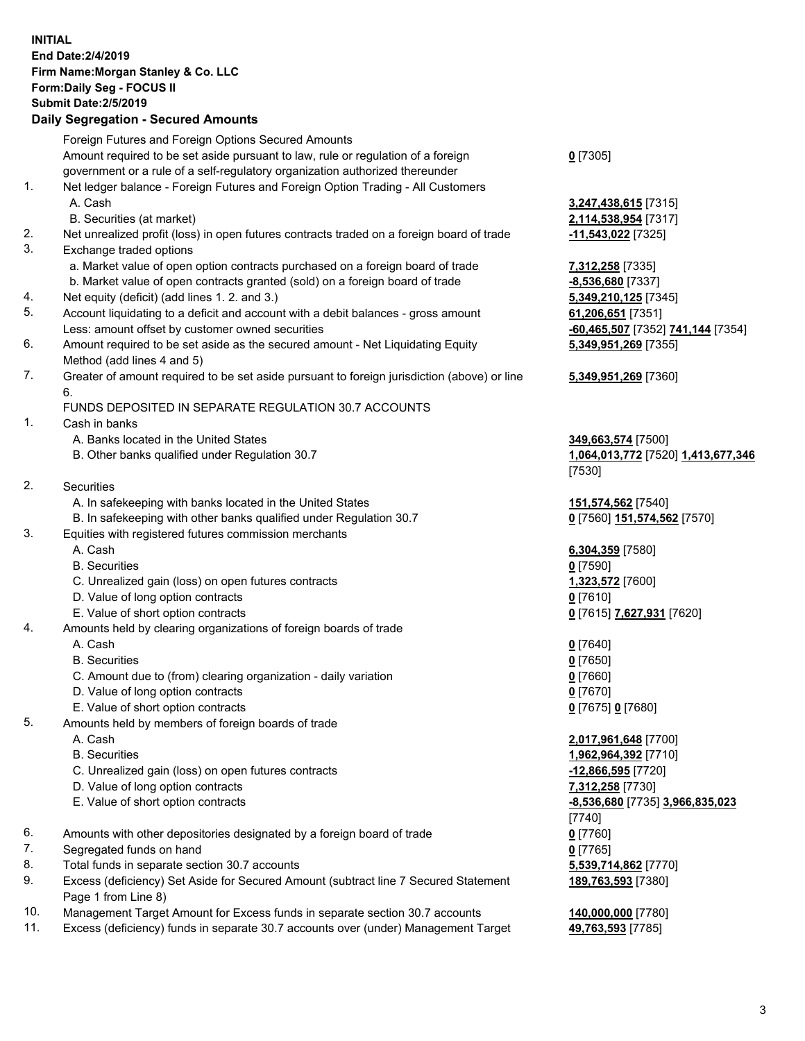**INITIAL**
**End Date:2/4/2019**
**Firm Name:Morgan Stanley & Co. LLC**
**Form:Daily Seg - FOCUS II**
**Submit Date:2/5/2019**

## Daily Segregation - Secured Amounts

| | | |
|---|---|---|
| | Foreign Futures and Foreign Options Secured Amounts | |
| | Amount required to be set aside pursuant to law, rule or regulation of a foreign government or a rule of a self-regulatory organization authorized thereunder | **0** [7305] |
| 1. | Net ledger balance - Foreign Futures and Foreign Option Trading - All Customers | |
| | A. Cash | **3,247,438,615** [7315] |
| | B. Securities (at market) | **2,114,538,954** [7317] |
| 2. | Net unrealized profit (loss) in open futures contracts traded on a foreign board of trade | **-11,543,022** [7325] |
| 3. | Exchange traded options | |
| | a. Market value of open option contracts purchased on a foreign board of trade | **7,312,258** [7335] |
| | b. Market value of open contracts granted (sold) on a foreign board of trade | **-8,536,680** [7337] |
| 4. | Net equity (deficit) (add lines 1. 2. and 3.) | **5,349,210,125** [7345] |
| 5. | Account liquidating to a deficit and account with a debit balances - gross amount | **61,206,651** [7351] |
| | Less: amount offset by customer owned securities | **-60,465,507** [7352] **741,144** [7354] |
| 6. | Amount required to be set aside as the secured amount - Net Liquidating Equity Method (add lines 4 and 5) | **5,349,951,269** [7355] |
| 7. | Greater of amount required to be set aside pursuant to foreign jurisdiction (above) or line 6. | **5,349,951,269** [7360] |
| | FUNDS DEPOSITED IN SEPARATE REGULATION 30.7 ACCOUNTS | |
| 1. | Cash in banks | |
| | A. Banks located in the United States | **349,663,574** [7500] |
| | B. Other banks qualified under Regulation 30.7 | **1,064,013,772** [7520] **1,413,677,346** [7530] |
| 2. | Securities | |
| | A. In safekeeping with banks located in the United States | **151,574,562** [7540] |
| | B. In safekeeping with other banks qualified under Regulation 30.7 | **0** [7560] **151,574,562** [7570] |
| 3. | Equities with registered futures commission merchants | |
| | A. Cash | **6,304,359** [7580] |
| | B. Securities | **0** [7590] |
| | C. Unrealized gain (loss) on open futures contracts | **1,323,572** [7600] |
| | D. Value of long option contracts | **0** [7610] |
| | E. Value of short option contracts | **0** [7615] **7,627,931** [7620] |
| 4. | Amounts held by clearing organizations of foreign boards of trade | |
| | A. Cash | **0** [7640] |
| | B. Securities | **0** [7650] |
| | C. Amount due to (from) clearing organization - daily variation | **0** [7660] |
| | D. Value of long option contracts | **0** [7670] |
| | E. Value of short option contracts | **0** [7675] **0** [7680] |
| 5. | Amounts held by members of foreign boards of trade | |
| | A. Cash | **2,017,961,648** [7700] |
| | B. Securities | **1,962,964,392** [7710] |
| | C. Unrealized gain (loss) on open futures contracts | **-12,866,595** [7720] |
| | D. Value of long option contracts | **7,312,258** [7730] |
| | E. Value of short option contracts | **-8,536,680** [7735] **3,966,835,023** [7740] |
| 6. | Amounts with other depositories designated by a foreign board of trade | **0** [7760] |
| 7. | Segregated funds on hand | **0** [7765] |
| 8. | Total funds in separate section 30.7 accounts | **5,539,714,862** [7770] |
| 9. | Excess (deficiency) Set Aside for Secured Amount (subtract line 7 Secured Statement Page 1 from Line 8) | **189,763,593** [7380] |
| 10. | Management Target Amount for Excess funds in separate section 30.7 accounts | **140,000,000** [7780] |
| 11. | Excess (deficiency) funds in separate 30.7 accounts over (under) Management Target | **49,763,593** [7785] |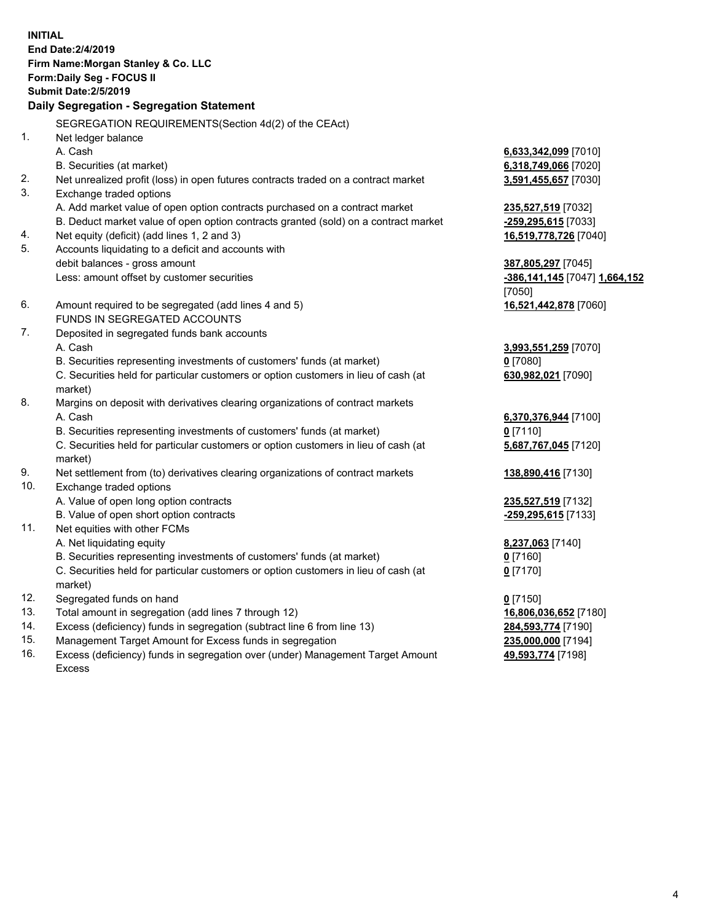**INITIAL**
**End Date:2/4/2019**
**Firm Name:Morgan Stanley & Co. LLC**
**Form:Daily Seg - FOCUS II**
**Submit Date:2/5/2019**

## Daily Segregation - Segregation Statement

| | | |
|---|---|---|
| | SEGREGATION REQUIREMENTS(Section 4d(2) of the CEAct) | |
| 1. | Net ledger balance | |
| | A. Cash | **6,633,342,099** [7010] |
| | B. Securities (at market) | **6,318,749,066** [7020] |
| 2. | Net unrealized profit (loss) in open futures contracts traded on a contract market | **3,591,455,657** [7030] |
| 3. | Exchange traded options | |
| | A. Add market value of open option contracts purchased on a contract market | **235,527,519** [7032] |
| | B. Deduct market value of open option contracts granted (sold) on a contract market | **-259,295,615** [7033] |
| 4. | Net equity (deficit) (add lines 1, 2 and 3) | **16,519,778,726** [7040] |
| 5. | Accounts liquidating to a deficit and accounts with debit balances - gross amount | **387,805,297** [7045] |
| | Less: amount offset by customer securities | **-386,141,145** [7047] **1,664,152** [7050] |
| 6. | Amount required to be segregated (add lines 4 and 5) | **16,521,442,878** [7060] |
| | FUNDS IN SEGREGATED ACCOUNTS | |
| 7. | Deposited in segregated funds bank accounts | |
| | A. Cash | **3,993,551,259** [7070] |
| | B. Securities representing investments of customers' funds (at market) | **0** [7080] |
| | C. Securities held for particular customers or option customers in lieu of cash (at market) | **630,982,021** [7090] |
| 8. | Margins on deposit with derivatives clearing organizations of contract markets | |
| | A. Cash | **6,370,376,944** [7100] |
| | B. Securities representing investments of customers' funds (at market) | **0** [7110] |
| | C. Securities held for particular customers or option customers in lieu of cash (at market) | **5,687,767,045** [7120] |
| 9. | Net settlement from (to) derivatives clearing organizations of contract markets | **138,890,416** [7130] |
| 10. | Exchange traded options | |
| | A. Value of open long option contracts | **235,527,519** [7132] |
| | B. Value of open short option contracts | **-259,295,615** [7133] |
| 11. | Net equities with other FCMs | |
| | A. Net liquidating equity | **8,237,063** [7140] |
| | B. Securities representing investments of customers' funds (at market) | **0** [7160] |
| | C. Securities held for particular customers or option customers in lieu of cash (at market) | **0** [7170] |
| 12. | Segregated funds on hand | **0** [7150] |
| 13. | Total amount in segregation (add lines 7 through 12) | **16,806,036,652** [7180] |
| 14. | Excess (deficiency) funds in segregation (subtract line 6 from line 13) | **284,593,774** [7190] |
| 15. | Management Target Amount for Excess funds in segregation | **235,000,000** [7194] |
| 16. | Excess (deficiency) funds in segregation over (under) Management Target Amount Excess | **49,593,774** [7198] |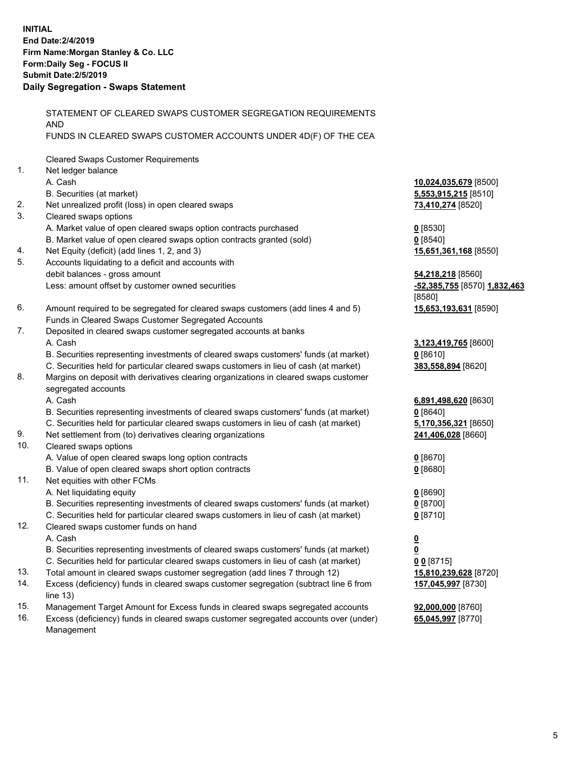**INITIAL**
**End Date:2/4/2019**
**Firm Name:Morgan Stanley & Co. LLC**
**Form:Daily Seg - FOCUS II**
**Submit Date:2/5/2019**
**Daily Segregation - Swaps Statement**

STATEMENT OF CLEARED SWAPS CUSTOMER SEGREGATION REQUIREMENTS AND FUNDS IN CLEARED SWAPS CUSTOMER ACCOUNTS UNDER 4D(F) OF THE CEA

| | | |
|---|---|---|
| | Cleared Swaps Customer Requirements | |
| 1. | Net ledger balance | |
| | A. Cash | **10,024,035,679** [8500] |
| | B. Securities (at market) | **5,553,915,215** [8510] |
| 2. | Net unrealized profit (loss) in open cleared swaps | **73,410,274** [8520] |
| 3. | Cleared swaps options | |
| | A. Market value of open cleared swaps option contracts purchased | **0** [8530] |
| | B. Market value of open cleared swaps option contracts granted (sold) | **0** [8540] |
| 4. | Net Equity (deficit) (add lines 1, 2, and 3) | **15,651,361,168** [8550] |
| 5. | Accounts liquidating to a deficit and accounts with debit balances - gross amount | **54,218,218** [8560] |
| | Less: amount offset by customer owned securities | **-52,385,755** [8570] **1,832,463** [8580] |
| 6. | Amount required to be segregated for cleared swaps customers (add lines 4 and 5) | **15,653,193,631** [8590] |
| | Funds in Cleared Swaps Customer Segregated Accounts | |
| 7. | Deposited in cleared swaps customer segregated accounts at banks | |
| | A. Cash | **3,123,419,765** [8600] |
| | B. Securities representing investments of cleared swaps customers' funds (at market) | **0** [8610] |
| | C. Securities held for particular cleared swaps customers in lieu of cash (at market) | **383,558,894** [8620] |
| 8. | Margins on deposit with derivatives clearing organizations in cleared swaps customer segregated accounts | |
| | A. Cash | **6,891,498,620** [8630] |
| | B. Securities representing investments of cleared swaps customers' funds (at market) | **0** [8640] |
| | C. Securities held for particular cleared swaps customers in lieu of cash (at market) | **5,170,356,321** [8650] |
| 9. | Net settlement from (to) derivatives clearing organizations | **241,406,028** [8660] |
| 10. | Cleared swaps options | |
| | A. Value of open cleared swaps long option contracts | **0** [8670] |
| | B. Value of open cleared swaps short option contracts | **0** [8680] |
| 11. | Net equities with other FCMs | |
| | A. Net liquidating equity | **0** [8690] |
| | B. Securities representing investments of cleared swaps customers' funds (at market) | **0** [8700] |
| | C. Securities held for particular cleared swaps customers in lieu of cash (at market) | **0** [8710] |
| 12. | Cleared swaps customer funds on hand | |
| | A. Cash | **0** |
| | B. Securities representing investments of cleared swaps customers' funds (at market) | **0** |
| | C. Securities held for particular cleared swaps customers in lieu of cash (at market) | **0** **0** [8715] |
| 13. | Total amount in cleared swaps customer segregation (add lines 7 through 12) | **15,810,239,628** [8720] |
| 14. | Excess (deficiency) funds in cleared swaps customer segregation (subtract line 6 from line 13) | **157,045,997** [8730] |
| 15. | Management Target Amount for Excess funds in cleared swaps segregated accounts | **92,000,000** [8760] |
| 16. | Excess (deficiency) funds in cleared swaps customer segregated accounts over (under) Management | **65,045,997** [8770] |